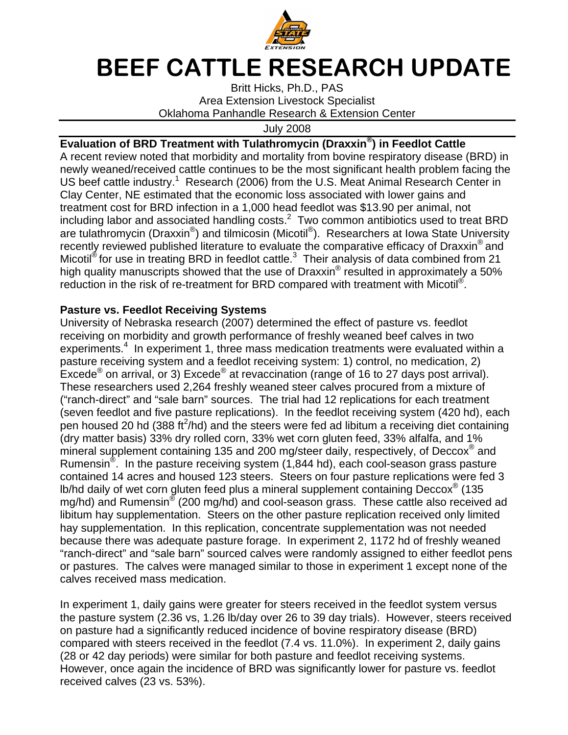# BEEF CATTLE RESEARCH UPDATE

Britt Hicks, Ph.D., PAS
Area Extension Livestock Specialist
Oklahoma Panhandle Research & Extension Center

July 2008

## Evaluation of BRD Treatment with Tulathromycin (Draxxin®) in Feedlot Cattle

A recent review noted that morbidity and mortality from bovine respiratory disease (BRD) in newly weaned/received cattle continues to be the most significant health problem facing the US beef cattle industry.[1] Research (2006) from the U.S. Meat Animal Research Center in Clay Center, NE estimated that the economic loss associated with lower gains and treatment cost for BRD infection in a 1,000 head feedlot was $13.90 per animal, not including labor and associated handling costs.[2] Two common antibiotics used to treat BRD are tulathromycin (Draxxin®) and tilmicosin (Micotil®). Researchers at Iowa State University recently reviewed published literature to evaluate the comparative efficacy of Draxxin® and Micotil® for use in treating BRD in feedlot cattle.[3] Their analysis of data combined from 21 high quality manuscripts showed that the use of Draxxin® resulted in approximately a 50% reduction in the risk of re-treatment for BRD compared with treatment with Micotil®.

## Pasture vs. Feedlot Receiving Systems

University of Nebraska research (2007) determined the effect of pasture vs. feedlot receiving on morbidity and growth performance of freshly weaned beef calves in two experiments.[4] In experiment 1, three mass medication treatments were evaluated within a pasture receiving system and a feedlot receiving system: 1) control, no medication, 2) Excede® on arrival, or 3) Excede® at revaccination (range of 16 to 27 days post arrival). These researchers used 2,264 freshly weaned steer calves procured from a mixture of ("ranch-direct" and "sale barn" sources. The trial had 12 replications for each treatment (seven feedlot and five pasture replications). In the feedlot receiving system (420 hd), each pen housed 20 hd (388 $ft^2$/hd) and the steers were fed ad libitum a receiving diet containing (dry matter basis) 33% dry rolled corn, 33% wet corn gluten feed, 33% alfalfa, and 1% mineral supplement containing 135 and 200 mg/steer daily, respectively, of Deccox® and Rumensin®. In the pasture receiving system (1,844 hd), each cool-season grass pasture contained 14 acres and housed 123 steers. Steers on four pasture replications were fed 3 lb/hd daily of wet corn gluten feed plus a mineral supplement containing Deccox® (135 mg/hd) and Rumensin® (200 mg/hd) and cool-season grass. These cattle also received ad libitum hay supplementation. Steers on the other pasture replication received only limited hay supplementation. In this replication, concentrate supplementation was not needed because there was adequate pasture forage. In experiment 2, 1172 hd of freshly weaned "ranch-direct" and "sale barn" sourced calves were randomly assigned to either feedlot pens or pastures. The calves were managed similar to those in experiment 1 except none of the calves received mass medication.

In experiment 1, daily gains were greater for steers received in the feedlot system versus the pasture system (2.36 vs, 1.26 lb/day over 26 to 39 day trials). However, steers received on pasture had a significantly reduced incidence of bovine respiratory disease (BRD) compared with steers received in the feedlot (7.4 vs. 11.0%). In experiment 2, daily gains (28 or 42 day periods) were similar for both pasture and feedlot receiving systems. However, once again the incidence of BRD was significantly lower for pasture vs. feedlot received calves (23 vs. 53%).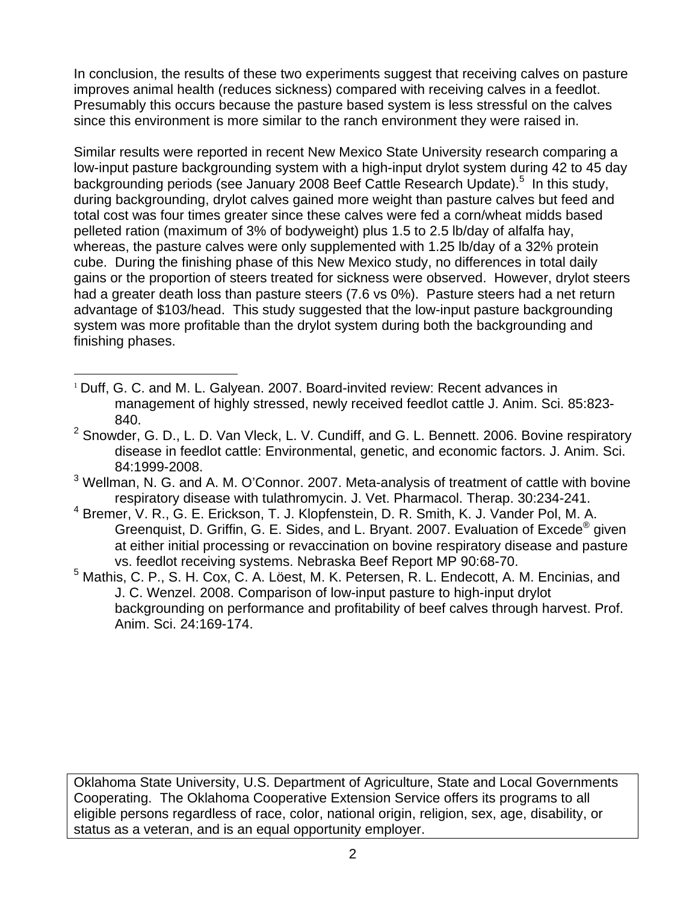In conclusion, the results of these two experiments suggest that receiving calves on pasture improves animal health (reduces sickness) compared with receiving calves in a feedlot. Presumably this occurs because the pasture based system is less stressful on the calves since this environment is more similar to the ranch environment they were raised in.

Similar results were reported in recent New Mexico State University research comparing a low-input pasture backgrounding system with a high-input drylot system during 42 to 45 day backgrounding periods (see January 2008 Beef Cattle Research Update).[5] In this study, during backgrounding, drylot calves gained more weight than pasture calves but feed and total cost was four times greater since these calves were fed a corn/wheat midds based pelleted ration (maximum of 3% of bodyweight) plus 1.5 to 2.5 lb/day of alfalfa hay, whereas, the pasture calves were only supplemented with 1.25 lb/day of a 32% protein cube. During the finishing phase of this New Mexico study, no differences in total daily gains or the proportion of steers treated for sickness were observed. However, drylot steers had a greater death loss than pasture steers (7.6 vs 0%). Pasture steers had a net return advantage of $103/head. This study suggested that the low-input pasture backgrounding system was more profitable than the drylot system during both the backgrounding and finishing phases.

---

[1] Duff, G. C. and M. L. Galyean. 2007. Board-invited review: Recent advances in management of highly stressed, newly received feedlot cattle J. Anim. Sci. 85:823-840.

[2] Snowder, G. D., L. D. Van Vleck, L. V. Cundiff, and G. L. Bennett. 2006. Bovine respiratory disease in feedlot cattle: Environmental, genetic, and economic factors. J. Anim. Sci. 84:1999-2008.

[3] Wellman, N. G. and A. M. O'Connor. 2007. Meta-analysis of treatment of cattle with bovine respiratory disease with tulathromycin. J. Vet. Pharmacol. Therap. 30:234-241.

[4] Bremer, V. R., G. E. Erickson, T. J. Klopfenstein, D. R. Smith, K. J. Vander Pol, M. A. Greenquist, D. Griffin, G. E. Sides, and L. Bryant. 2007. Evaluation of Excede® given at either initial processing or revaccination on bovine respiratory disease and pasture vs. feedlot receiving systems. Nebraska Beef Report MP 90:68-70.

[5] Mathis, C. P., S. H. Cox, C. A. Löest, M. K. Petersen, R. L. Endecott, A. M. Encinias, and J. C. Wenzel. 2008. Comparison of low-input pasture to high-input drylot backgrounding on performance and profitability of beef calves through harvest. Prof. Anim. Sci. 24:169-174.

Oklahoma State University, U.S. Department of Agriculture, State and Local Governments Cooperating. The Oklahoma Cooperative Extension Service offers its programs to all eligible persons regardless of race, color, national origin, religion, sex, age, disability, or status as a veteran, and is an equal opportunity employer.